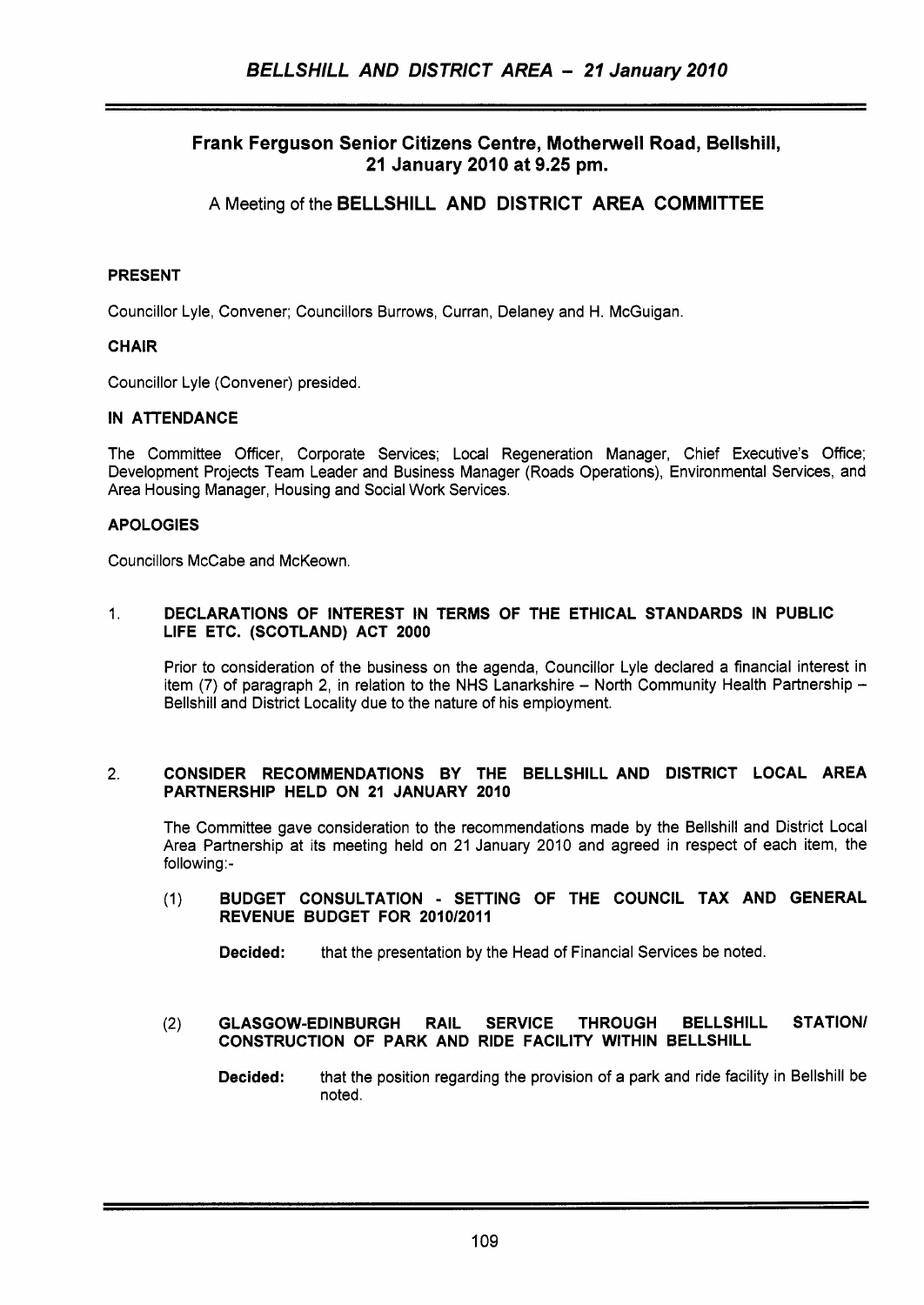## Frank Ferguson Senior Citizens Centre, Motherwell Road, Bellshill, 21 January 2010 at 9.25 pm.

A Meeting of the **BELLSHILL AND DISTRICT AREA COMMITTEE**

**PRESENT**

Councillor Lyle, Convener; Councillors Burrows, Curran, Delaney and H. McGuigan.

**CHAIR**

Councillor Lyle (Convener) presided.

**IN ATTENDANCE**

The Committee Officer, Corporate Services; Local Regeneration Manager, Chief Executive's Office; Development Projects Team Leader and Business Manager (Roads Operations), Environmental Services, and Area Housing Manager, Housing and Social Work Services.

**APOLOGIES**

Councillors McCabe and McKeown.

1. **DECLARATIONS OF INTEREST IN TERMS OF THE ETHICAL STANDARDS IN PUBLIC LIFE ETC. (SCOTLAND) ACT 2000**

   Prior to consideration of the business on the agenda, Councillor Lyle declared a financial interest in item (7) of paragraph 2, in relation to the NHS Lanarkshire – North Community Health Partnership – Bellshill and District Locality due to the nature of his employment.

2. **CONSIDER RECOMMENDATIONS BY THE BELLSHILL AND DISTRICT LOCAL AREA PARTNERSHIP HELD ON 21 JANUARY 2010**

   The Committee gave consideration to the recommendations made by the Bellshill and District Local Area Partnership at its meeting held on 21 January 2010 and agreed in respect of each item, the following:-

   (1) **BUDGET CONSULTATION - SETTING OF THE COUNCIL TAX AND GENERAL REVENUE BUDGET FOR 2010/2011**

   **Decided:** that the presentation by the Head of Financial Services be noted.

   (2) **GLASGOW-EDINBURGH RAIL SERVICE THROUGH BELLSHILL STATION/ CONSTRUCTION OF PARK AND RIDE FACILITY WITHIN BELLSHILL**

   **Decided:** that the position regarding the provision of a park and ride facility in Bellshill be noted.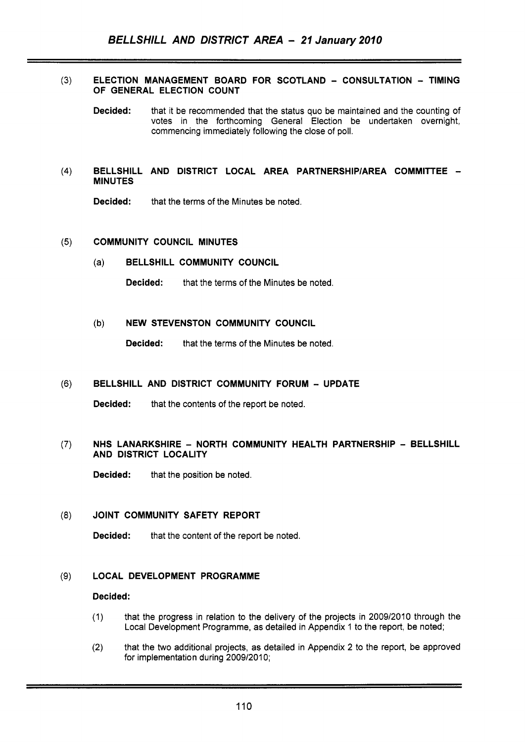### (3) ELECTION MANAGEMENT BOARD FOR SCOTLAND – CONSULTATION – TIMING OF GENERAL ELECTION COUNT

**Decided:** that it be recommended that the status quo be maintained and the counting of votes in the forthcoming General Election be undertaken overnight, commencing immediately following the close of poll.

### (4) BELLSHILL AND DISTRICT LOCAL AREA PARTNERSHIP/AREA COMMITTEE – MINUTES

**Decided:** that the terms of the Minutes be noted.

### (5) COMMUNITY COUNCIL MINUTES

#### (a) BELLSHILL COMMUNITY COUNCIL

**Decided:** that the terms of the Minutes be noted.

#### (b) NEW STEVENSTON COMMUNITY COUNCIL

**Decided:** that the terms of the Minutes be noted.

### (6) BELLSHILL AND DISTRICT COMMUNITY FORUM – UPDATE

**Decided:** that the contents of the report be noted.

### (7) NHS LANARKSHIRE – NORTH COMMUNITY HEALTH PARTNERSHIP – BELLSHILL AND DISTRICT LOCALITY

**Decided:** that the position be noted.

### (8) JOINT COMMUNITY SAFETY REPORT

**Decided:** that the content of the report be noted.

### (9) LOCAL DEVELOPMENT PROGRAMME

**Decided:**

(1) that the progress in relation to the delivery of the projects in 2009/2010 through the Local Development Programme, as detailed in Appendix 1 to the report, be noted;

(2) that the two additional projects, as detailed in Appendix 2 to the report, be approved for implementation during 2009/2010;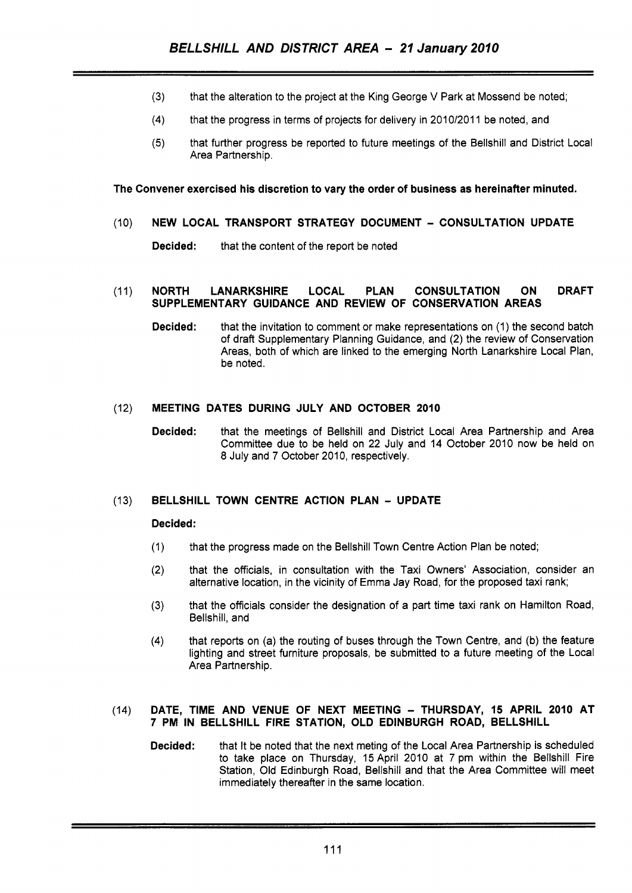(3) that the alteration to the project at the King George V Park at Mossend be noted;

(4) that the progress in terms of projects for delivery in 2010/2011 be noted, and

(5) that further progress be reported to future meetings of the Bellshill and District Local Area Partnership.

**The Convener exercised his discretion to vary the order of business as hereinafter minuted.**

## (10) NEW LOCAL TRANSPORT STRATEGY DOCUMENT – CONSULTATION UPDATE

**Decided:** that the content of the report be noted

## (11) NORTH LANARKSHIRE LOCAL PLAN CONSULTATION ON DRAFT SUPPLEMENTARY GUIDANCE AND REVIEW OF CONSERVATION AREAS

**Decided:** that the invitation to comment or make representations on (1) the second batch of draft Supplementary Planning Guidance, and (2) the review of Conservation Areas, both of which are linked to the emerging North Lanarkshire Local Plan, be noted.

## (12) MEETING DATES DURING JULY AND OCTOBER 2010

**Decided:** that the meetings of Bellshill and District Local Area Partnership and Area Committee due to be held on 22 July and 14 October 2010 now be held on 8 July and 7 October 2010, respectively.

## (13) BELLSHILL TOWN CENTRE ACTION PLAN – UPDATE

**Decided:**

(1) that the progress made on the Bellshill Town Centre Action Plan be noted;

(2) that the officials, in consultation with the Taxi Owners' Association, consider an alternative location, in the vicinity of Emma Jay Road, for the proposed taxi rank;

(3) that the officials consider the designation of a part time taxi rank on Hamilton Road, Bellshill, and

(4) that reports on (a) the routing of buses through the Town Centre, and (b) the feature lighting and street furniture proposals, be submitted to a future meeting of the Local Area Partnership.

## (14) DATE, TIME AND VENUE OF NEXT MEETING – THURSDAY, 15 APRIL 2010 AT 7 PM IN BELLSHILL FIRE STATION, OLD EDINBURGH ROAD, BELLSHILL

**Decided:** that It be noted that the next meting of the Local Area Partnership is scheduled to take place on Thursday, 15 April 2010 at 7 pm within the Bellshill Fire Station, Old Edinburgh Road, Bellshill and that the Area Committee will meet immediately thereafter in the same location.